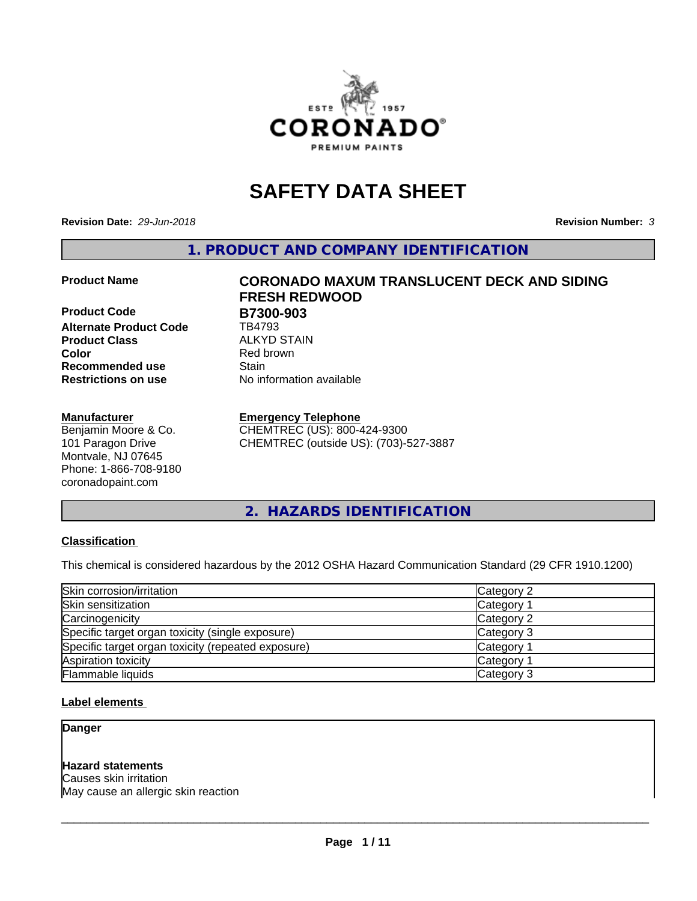# SAFETY DATA SHEET

**Revision Date:** *29-Jun-2018*

**Revision Number:** *3*

## 1. PRODUCT AND COMPANY IDENTIFICATION

| | |
|---|---|
| **Product Name** | **CORONADO MAXUM TRANSLUCENT DECK AND SIDING FRESH REDWOOD** |
| **Product Code** | **B7300-903** |
| **Alternate Product Code** | TB4793 |
| **Product Class** | ALKYD STAIN |
| **Color** | Red brown |
| **Recommended use** | Stain |
| **Restrictions on use** | No information available |

**Manufacturer**
Benjamin Moore & Co.
101 Paragon Drive
Montvale, NJ 07645
Phone: 1-866-708-9180
coronadopaint.com

**Emergency Telephone**
CHEMTREC (US): 800-424-9300
CHEMTREC (outside US): (703)-527-3887

## 2. HAZARDS IDENTIFICATION

**Classification**

This chemical is considered hazardous by the 2012 OSHA Hazard Communication Standard (29 CFR 1910.1200)

| | |
|---|---|
| Skin corrosion/irritation | Category 2 |
| Skin sensitization | Category 1 |
| Carcinogenicity | Category 2 |
| Specific target organ toxicity (single exposure) | Category 3 |
| Specific target organ toxicity (repeated exposure) | Category 1 |
| Aspiration toxicity | Category 1 |
| Flammable liquids | Category 3 |

**Label elements**

**Danger**

**Hazard statements**
Causes skin irritation
May cause an allergic skin reaction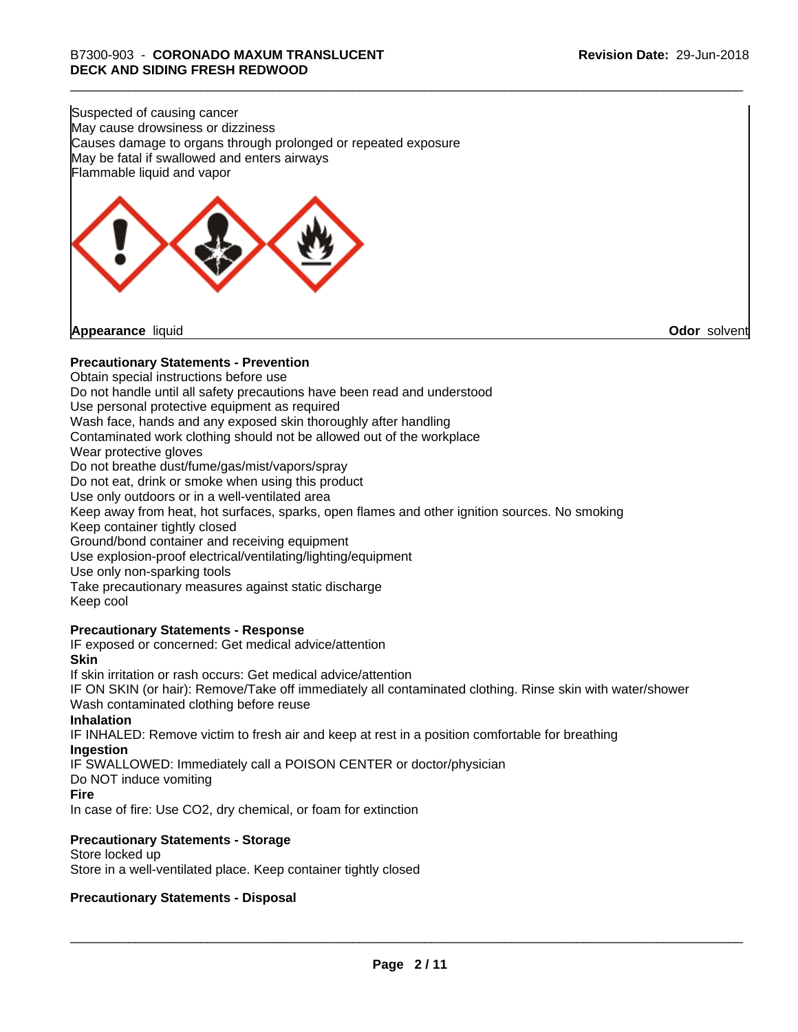Suspected of causing cancer
May cause drowsiness or dizziness
Causes damage to organs through prolonged or repeated exposure
May be fatal if swallowed and enters airways
Flammable liquid and vapor

**Appearance** liquid **Odor** solvent

**Precautionary Statements - Prevention**

Obtain special instructions before use
Do not handle until all safety precautions have been read and understood
Use personal protective equipment as required
Wash face, hands and any exposed skin thoroughly after handling
Contaminated work clothing should not be allowed out of the workplace
Wear protective gloves
Do not breathe dust/fume/gas/mist/vapors/spray
Do not eat, drink or smoke when using this product
Use only outdoors or in a well-ventilated area
Keep away from heat, hot surfaces, sparks, open flames and other ignition sources. No smoking
Keep container tightly closed
Ground/bond container and receiving equipment
Use explosion-proof electrical/ventilating/lighting/equipment
Use only non-sparking tools
Take precautionary measures against static discharge
Keep cool

**Precautionary Statements - Response**

IF exposed or concerned: Get medical advice/attention

**Skin**

If skin irritation or rash occurs: Get medical advice/attention
IF ON SKIN (or hair): Remove/Take off immediately all contaminated clothing. Rinse skin with water/shower
Wash contaminated clothing before reuse

**Inhalation**

IF INHALED: Remove victim to fresh air and keep at rest in a position comfortable for breathing

**Ingestion**

IF SWALLOWED: Immediately call a POISON CENTER or doctor/physician
Do NOT induce vomiting

**Fire**

In case of fire: Use CO2, dry chemical, or foam for extinction

**Precautionary Statements - Storage**

Store locked up
Store in a well-ventilated place. Keep container tightly closed

**Precautionary Statements - Disposal**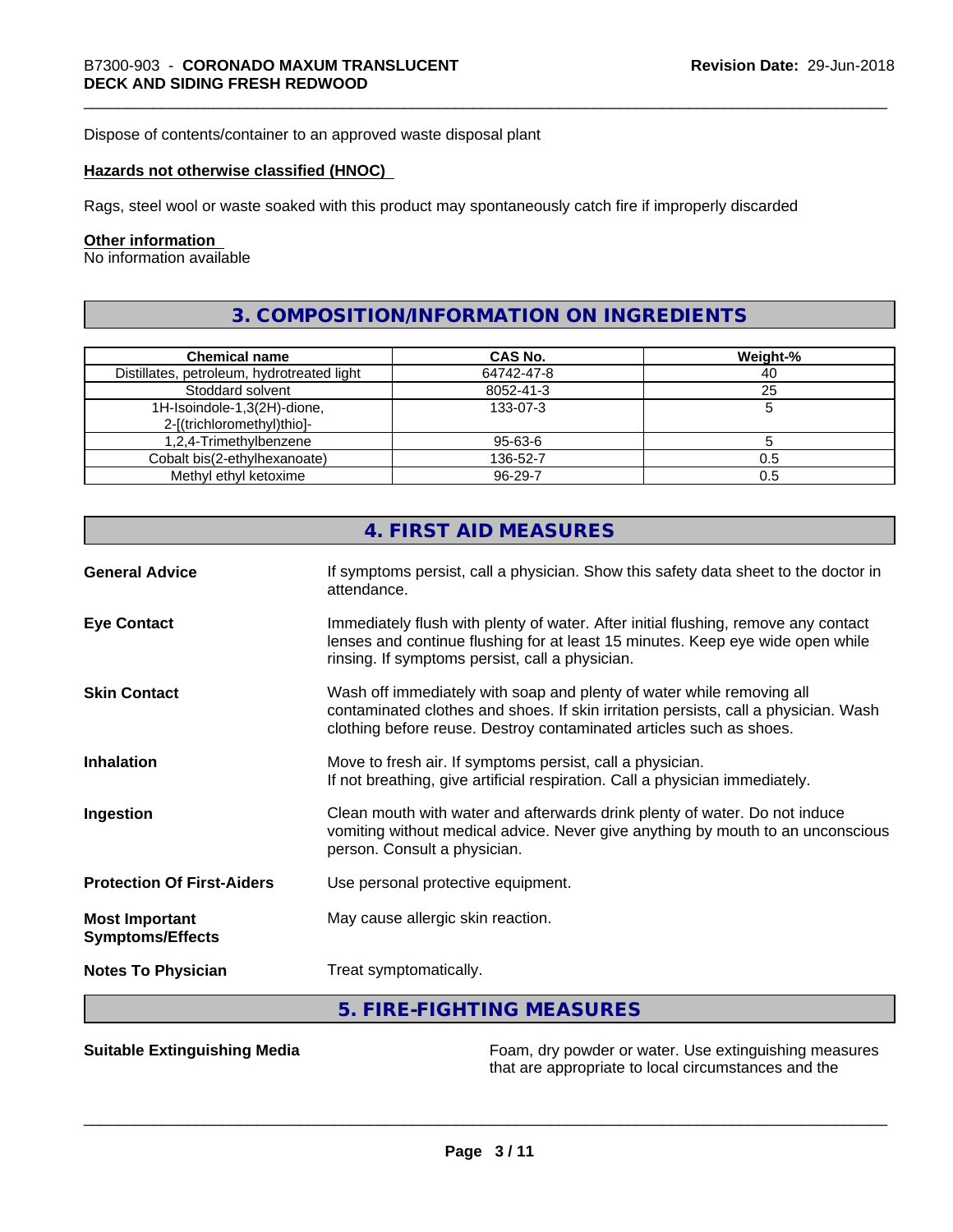Dispose of contents/container to an approved waste disposal plant

**Hazards not otherwise classified (HNOC)**

Rags, steel wool or waste soaked with this product may spontaneously catch fire if improperly discarded

**Other information**

No information available

## 3. COMPOSITION/INFORMATION ON INGREDIENTS

| Chemical name | CAS No. | Weight-% |
|---|---|---|
| Distillates, petroleum, hydrotreated light | 64742-47-8 | 40 |
| Stoddard solvent | 8052-41-3 | 25 |
| 1H-Isoindole-1,3(2H)-dione, 2-[(trichloromethyl)thio]- | 133-07-3 | 5 |
| 1,2,4-Trimethylbenzene | 95-63-6 | 5 |
| Cobalt bis(2-ethylhexanoate) | 136-52-7 | 0.5 |
| Methyl ethyl ketoxime | 96-29-7 | 0.5 |

## 4. FIRST AID MEASURES

**General Advice**
If symptoms persist, call a physician. Show this safety data sheet to the doctor in attendance.

**Eye Contact**
Immediately flush with plenty of water. After initial flushing, remove any contact lenses and continue flushing for at least 15 minutes. Keep eye wide open while rinsing. If symptoms persist, call a physician.

**Skin Contact**
Wash off immediately with soap and plenty of water while removing all contaminated clothes and shoes. If skin irritation persists, call a physician. Wash clothing before reuse. Destroy contaminated articles such as shoes.

**Inhalation**
Move to fresh air. If symptoms persist, call a physician.
If not breathing, give artificial respiration. Call a physician immediately.

**Ingestion**
Clean mouth with water and afterwards drink plenty of water. Do not induce vomiting without medical advice. Never give anything by mouth to an unconscious person. Consult a physician.

**Protection Of First-Aiders**
Use personal protective equipment.

**Most Important Symptoms/Effects**
May cause allergic skin reaction.

**Notes To Physician**
Treat symptomatically.

## 5. FIRE-FIGHTING MEASURES

**Suitable Extinguishing Media**
Foam, dry powder or water. Use extinguishing measures that are appropriate to local circumstances and the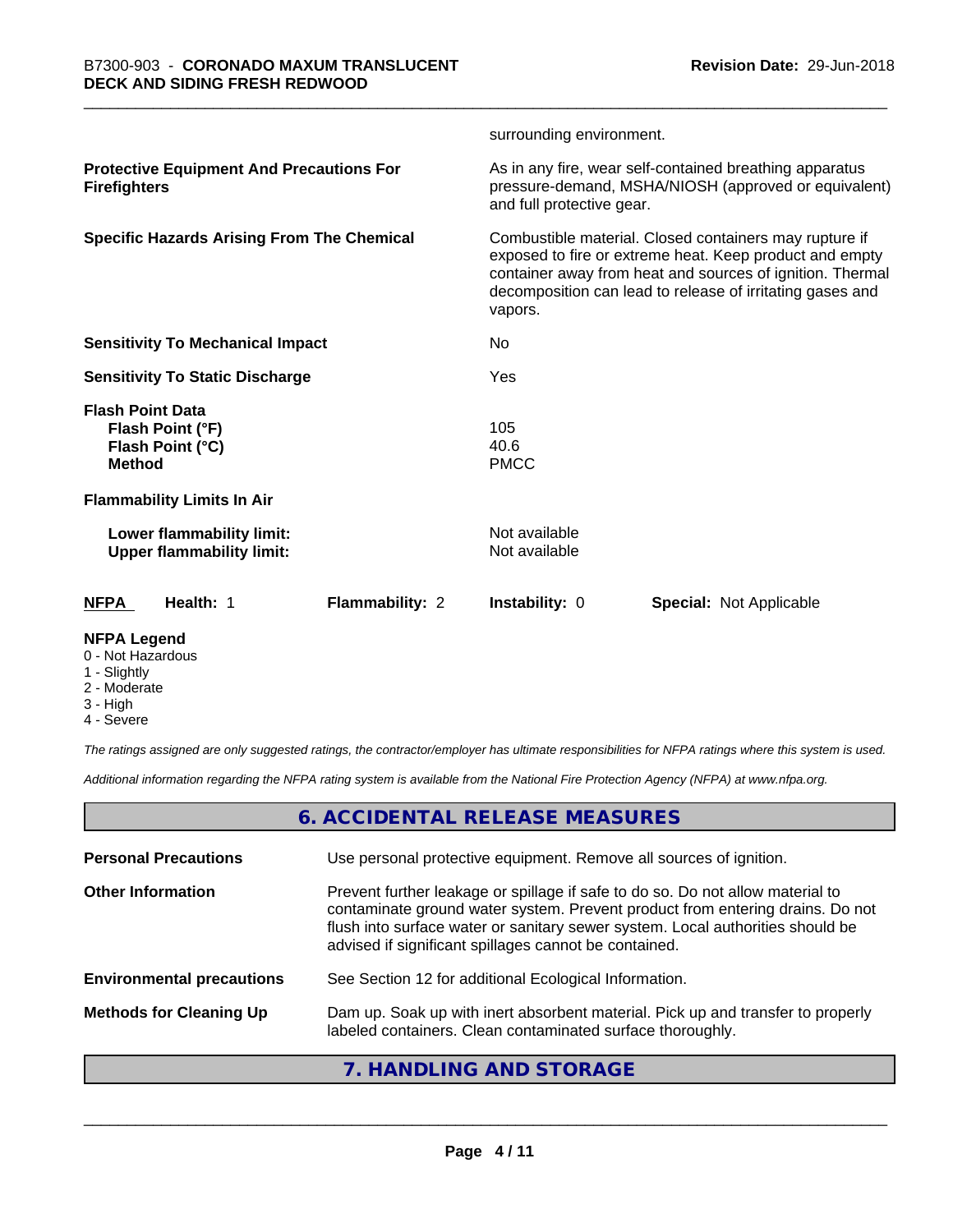surrounding environment.

| | |
|---|---|
| **Protective Equipment And Precautions For Firefighters** | As in any fire, wear self-contained breathing apparatus pressure-demand, MSHA/NIOSH (approved or equivalent) and full protective gear. |
| **Specific Hazards Arising From The Chemical** | Combustible material. Closed containers may rupture if exposed to fire or extreme heat. Keep product and empty container away from heat and sources of ignition. Thermal decomposition can lead to release of irritating gases and vapors. |
| **Sensitivity To Mechanical Impact** | No |
| **Sensitivity To Static Discharge** | Yes |
| **Flash Point Data** | |
| **Flash Point (°F)** | 105 |
| **Flash Point (°C)** | 40.6 |
| **Method** | PMCC |
| **Flammability Limits In Air** | |
| **Lower flammability limit:** | Not available |
| **Upper flammability limit:** | Not available |

| **NFPA** | **Health:** 1 | **Flammability:** 2 | **Instability:** 0 | **Special:** Not Applicable |
|---|---|---|---|---|

**NFPA Legend**

- 0 - Not Hazardous
- 1 - Slightly
- 2 - Moderate
- 3 - High
- 4 - Severe

*The ratings assigned are only suggested ratings, the contractor/employer has ultimate responsibilities for NFPA ratings where this system is used.*

*Additional information regarding the NFPA rating system is available from the National Fire Protection Agency (NFPA) at www.nfpa.org.*

## 6. ACCIDENTAL RELEASE MEASURES

| | |
|---|---|
| **Personal Precautions** | Use personal protective equipment. Remove all sources of ignition. |
| **Other Information** | Prevent further leakage or spillage if safe to do so. Do not allow material to contaminate ground water system. Prevent product from entering drains. Do not flush into surface water or sanitary sewer system. Local authorities should be advised if significant spillages cannot be contained. |
| **Environmental precautions** | See Section 12 for additional Ecological Information. |
| **Methods for Cleaning Up** | Dam up. Soak up with inert absorbent material. Pick up and transfer to properly labeled containers. Clean contaminated surface thoroughly. |

## 7. HANDLING AND STORAGE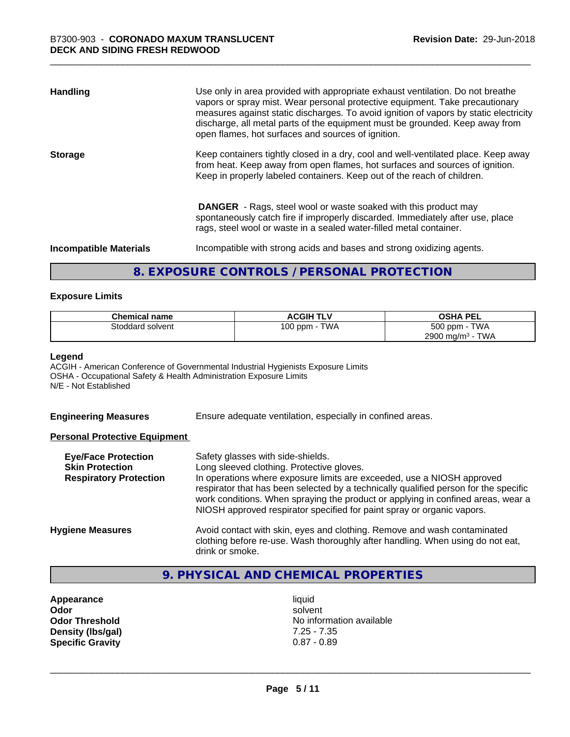| | |
|---|---|
| **Handling** | Use only in area provided with appropriate exhaust ventilation. Do not breathe vapors or spray mist. Wear personal protective equipment. Take precautionary measures against static discharges. To avoid ignition of vapors by static electricity discharge, all metal parts of the equipment must be grounded. Keep away from open flames, hot surfaces and sources of ignition. |
| **Storage** | Keep containers tightly closed in a dry, cool and well-ventilated place. Keep away from heat. Keep away from open flames, hot surfaces and sources of ignition. Keep in properly labeled containers. Keep out of the reach of children. |
| | **DANGER** - Rags, steel wool or waste soaked with this product may spontaneously catch fire if improperly discarded. Immediately after use, place rags, steel wool or waste in a sealed water-filled metal container. |
| **Incompatible Materials** | Incompatible with strong acids and bases and strong oxidizing agents. |

## 8. EXPOSURE CONTROLS / PERSONAL PROTECTION

### Exposure Limits

| Chemical name | ACGIH TLV | OSHA PEL |
|---|---|---|
| Stoddard solvent | 100 ppm - TWA | 500 ppm - TWA<br>2900 mg/m³ - TWA |

**Legend**

ACGIH - American Conference of Governmental Industrial Hygienists Exposure Limits
OSHA - Occupational Safety & Health Administration Exposure Limits
N/E - Not Established

**Engineering Measures** Ensure adequate ventilation, especially in confined areas.

**Personal Protective Equipment**

| | |
|---|---|
| **Eye/Face Protection** | Safety glasses with side-shields. |
| **Skin Protection** | Long sleeved clothing. Protective gloves. |
| **Respiratory Protection** | In operations where exposure limits are exceeded, use a NIOSH approved respirator that has been selected by a technically qualified person for the specific work conditions. When spraying the product or applying in confined areas, wear a NIOSH approved respirator specified for paint spray or organic vapors. |
| **Hygiene Measures** | Avoid contact with skin, eyes and clothing. Remove and wash contaminated clothing before re-use. Wash thoroughly after handling. When using do not eat, drink or smoke. |

## 9. PHYSICAL AND CHEMICAL PROPERTIES

| | |
|---|---|
| **Appearance** | liquid |
| **Odor** | solvent |
| **Odor Threshold** | No information available |
| **Density (lbs/gal)** | 7.25 - 7.35 |
| **Specific Gravity** | 0.87 - 0.89 |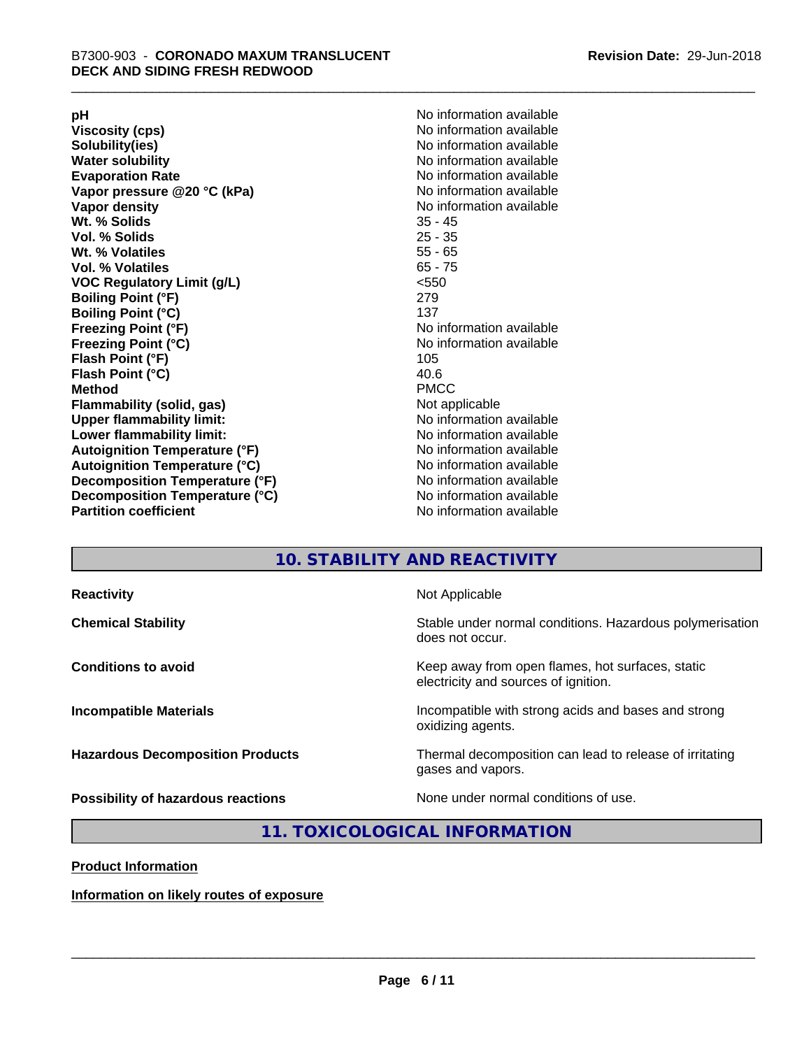| | |
|---|---|
| **pH** | No information available |
| **Viscosity (cps)** | No information available |
| **Solubility(ies)** | No information available |
| **Water solubility** | No information available |
| **Evaporation Rate** | No information available |
| **Vapor pressure @20 °C (kPa)** | No information available |
| **Vapor density** | No information available |
| **Wt. % Solids** | 35 - 45 |
| **Vol. % Solids** | 25 - 35 |
| **Wt. % Volatiles** | 55 - 65 |
| **Vol. % Volatiles** | 65 - 75 |
| **VOC Regulatory Limit (g/L)** | <550 |
| **Boiling Point (°F)** | 279 |
| **Boiling Point (°C)** | 137 |
| **Freezing Point (°F)** | No information available |
| **Freezing Point (°C)** | No information available |
| **Flash Point (°F)** | 105 |
| **Flash Point (°C)** | 40.6 |
| **Method** | PMCC |
| **Flammability (solid, gas)** | Not applicable |
| **Upper flammability limit:** | No information available |
| **Lower flammability limit:** | No information available |
| **Autoignition Temperature (°F)** | No information available |
| **Autoignition Temperature (°C)** | No information available |
| **Decomposition Temperature (°F)** | No information available |
| **Decomposition Temperature (°C)** | No information available |
| **Partition coefficient** | No information available |

## 10. STABILITY AND REACTIVITY

| | |
|---|---|
| **Reactivity** | Not Applicable |
| **Chemical Stability** | Stable under normal conditions. Hazardous polymerisation does not occur. |
| **Conditions to avoid** | Keep away from open flames, hot surfaces, static electricity and sources of ignition. |
| **Incompatible Materials** | Incompatible with strong acids and bases and strong oxidizing agents. |
| **Hazardous Decomposition Products** | Thermal decomposition can lead to release of irritating gases and vapors. |
| **Possibility of hazardous reactions** | None under normal conditions of use. |

## 11. TOXICOLOGICAL INFORMATION

**Product Information**

**Information on likely routes of exposure**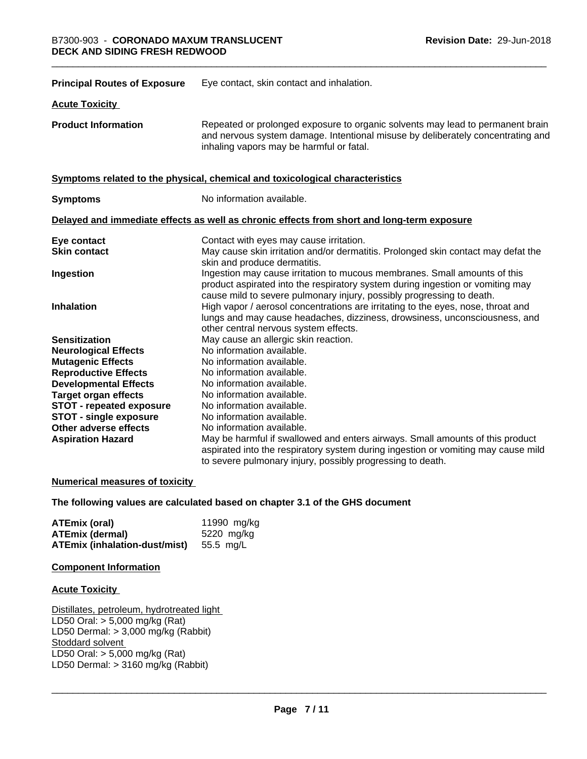**Principal Routes of Exposure** Eye contact, skin contact and inhalation.

**Acute Toxicity**

**Product Information** Repeated or prolonged exposure to organic solvents may lead to permanent brain and nervous system damage. Intentional misuse by deliberately concentrating and inhaling vapors may be harmful or fatal.

**Symptoms related to the physical, chemical and toxicological characteristics**

**Symptoms** No information available.

**Delayed and immediate effects as well as chronic effects from short and long-term exposure**

| | |
|---|---|
| **Eye contact** | Contact with eyes may cause irritation. |
| **Skin contact** | May cause skin irritation and/or dermatitis. Prolonged skin contact may defat the skin and produce dermatitis. |
| **Ingestion** | Ingestion may cause irritation to mucous membranes. Small amounts of this product aspirated into the respiratory system during ingestion or vomiting may cause mild to severe pulmonary injury, possibly progressing to death. |
| **Inhalation** | High vapor / aerosol concentrations are irritating to the eyes, nose, throat and lungs and may cause headaches, dizziness, drowsiness, unconsciousness, and other central nervous system effects. |
| **Sensitization** | May cause an allergic skin reaction. |
| **Neurological Effects** | No information available. |
| **Mutagenic Effects** | No information available. |
| **Reproductive Effects** | No information available. |
| **Developmental Effects** | No information available. |
| **Target organ effects** | No information available. |
| **STOT - repeated exposure** | No information available. |
| **STOT - single exposure** | No information available. |
| **Other adverse effects** | No information available. |
| **Aspiration Hazard** | May be harmful if swallowed and enters airways. Small amounts of this product aspirated into the respiratory system during ingestion or vomiting may cause mild to severe pulmonary injury, possibly progressing to death. |

**Numerical measures of toxicity**

**The following values are calculated based on chapter 3.1 of the GHS document**

| | |
|---|---|
| **ATEmix (oral)** | 11990 mg/kg |
| **ATEmix (dermal)** | 5220 mg/kg |
| **ATEmix (inhalation-dust/mist)** | 55.5 mg/L |

**Component Information**

**Acute Toxicity**

Distillates, petroleum, hydrotreated light
LD50 Oral: > 5,000 mg/kg (Rat)
LD50 Dermal: > 3,000 mg/kg (Rabbit)
Stoddard solvent
LD50 Oral: > 5,000 mg/kg (Rat)
LD50 Dermal: > 3160 mg/kg (Rabbit)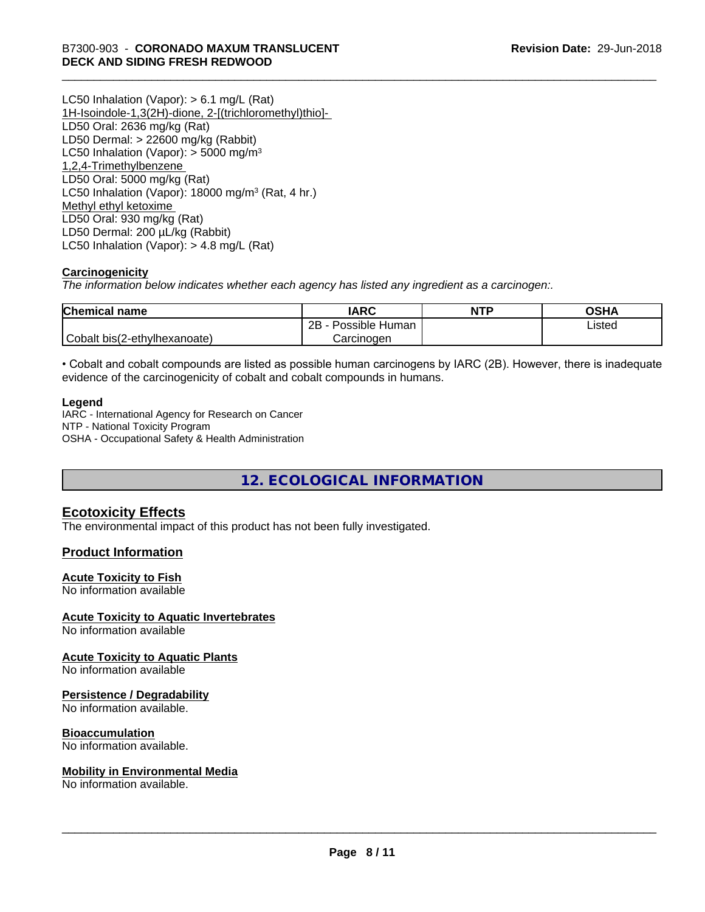LC50 Inhalation (Vapor): > 6.1 mg/L (Rat)
1H-Isoindole-1,3(2H)-dione, 2-[(trichloromethyl)thio]-
LD50 Oral: 2636 mg/kg (Rat)
LD50 Dermal: > 22600 mg/kg (Rabbit)
LC50 Inhalation (Vapor): > 5000 mg/m$^3$
1,2,4-Trimethylbenzene
LD50 Oral: 5000 mg/kg (Rat)
LC50 Inhalation (Vapor): 18000 mg/m$^3$ (Rat, 4 hr.)
Methyl ethyl ketoxime
LD50 Oral: 930 mg/kg (Rat)
LD50 Dermal: 200 µL/kg (Rabbit)
LC50 Inhalation (Vapor): > 4.8 mg/L (Rat)

**Carcinogenicity**

*The information below indicates whether each agency has listed any ingredient as a carcinogen:.*

| Chemical name | IARC | NTP | OSHA |
|---|---|---|---|
| Cobalt bis(2-ethylhexanoate) | 2B - Possible Human Carcinogen | | Listed |

• Cobalt and cobalt compounds are listed as possible human carcinogens by IARC (2B). However, there is inadequate evidence of the carcinogenicity of cobalt and cobalt compounds in humans.

**Legend**
IARC - International Agency for Research on Cancer
NTP - National Toxicity Program
OSHA - Occupational Safety & Health Administration

## 12. ECOLOGICAL INFORMATION

### Ecotoxicity Effects

The environmental impact of this product has not been fully investigated.

### Product Information

**Acute Toxicity to Fish**
No information available

**Acute Toxicity to Aquatic Invertebrates**
No information available

**Acute Toxicity to Aquatic Plants**
No information available

**Persistence / Degradability**
No information available.

**Bioaccumulation**
No information available.

**Mobility in Environmental Media**
No information available.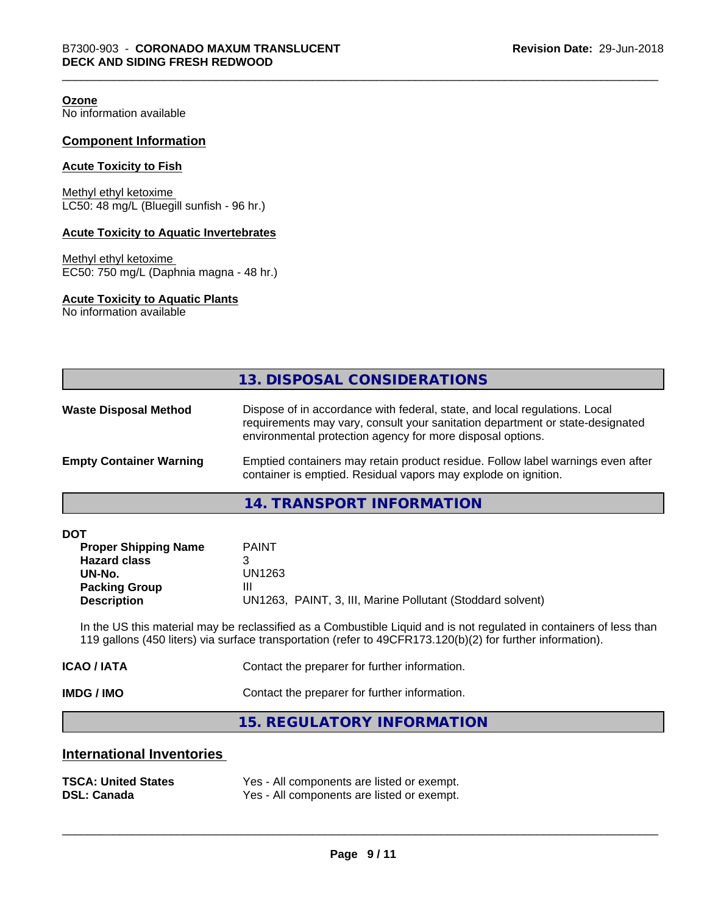**Ozone**
No information available

## Component Information

**Acute Toxicity to Fish**

Methyl ethyl ketoxime
LC50: 48 mg/L (Bluegill sunfish - 96 hr.)

**Acute Toxicity to Aquatic Invertebrates**

Methyl ethyl ketoxime
EC50: 750 mg/L (Daphnia magna - 48 hr.)

**Acute Toxicity to Aquatic Plants**
No information available

## 13. DISPOSAL CONSIDERATIONS

| | |
|---|---|
| **Waste Disposal Method** | Dispose of in accordance with federal, state, and local regulations. Local requirements may vary, consult your sanitation department or state-designated environmental protection agency for more disposal options. |
| **Empty Container Warning** | Emptied containers may retain product residue. Follow label warnings even after container is emptied. Residual vapors may explode on ignition. |

## 14. TRANSPORT INFORMATION

**DOT**

| | |
|---|---|
| **Proper Shipping Name** | PAINT |
| **Hazard class** | 3 |
| **UN-No.** | UN1263 |
| **Packing Group** | III |
| **Description** | UN1263, PAINT, 3, III, Marine Pollutant (Stoddard solvent) |

In the US this material may be reclassified as a Combustible Liquid and is not regulated in containers of less than 119 gallons (450 liters) via surface transportation (refer to 49CFR173.120(b)(2) for further information).

| | |
|---|---|
| **ICAO / IATA** | Contact the preparer for further information. |
| **IMDG / IMO** | Contact the preparer for further information. |

## 15. REGULATORY INFORMATION

### International Inventories

| | |
|---|---|
| **TSCA: United States** | Yes - All components are listed or exempt. |
| **DSL: Canada** | Yes - All components are listed or exempt. |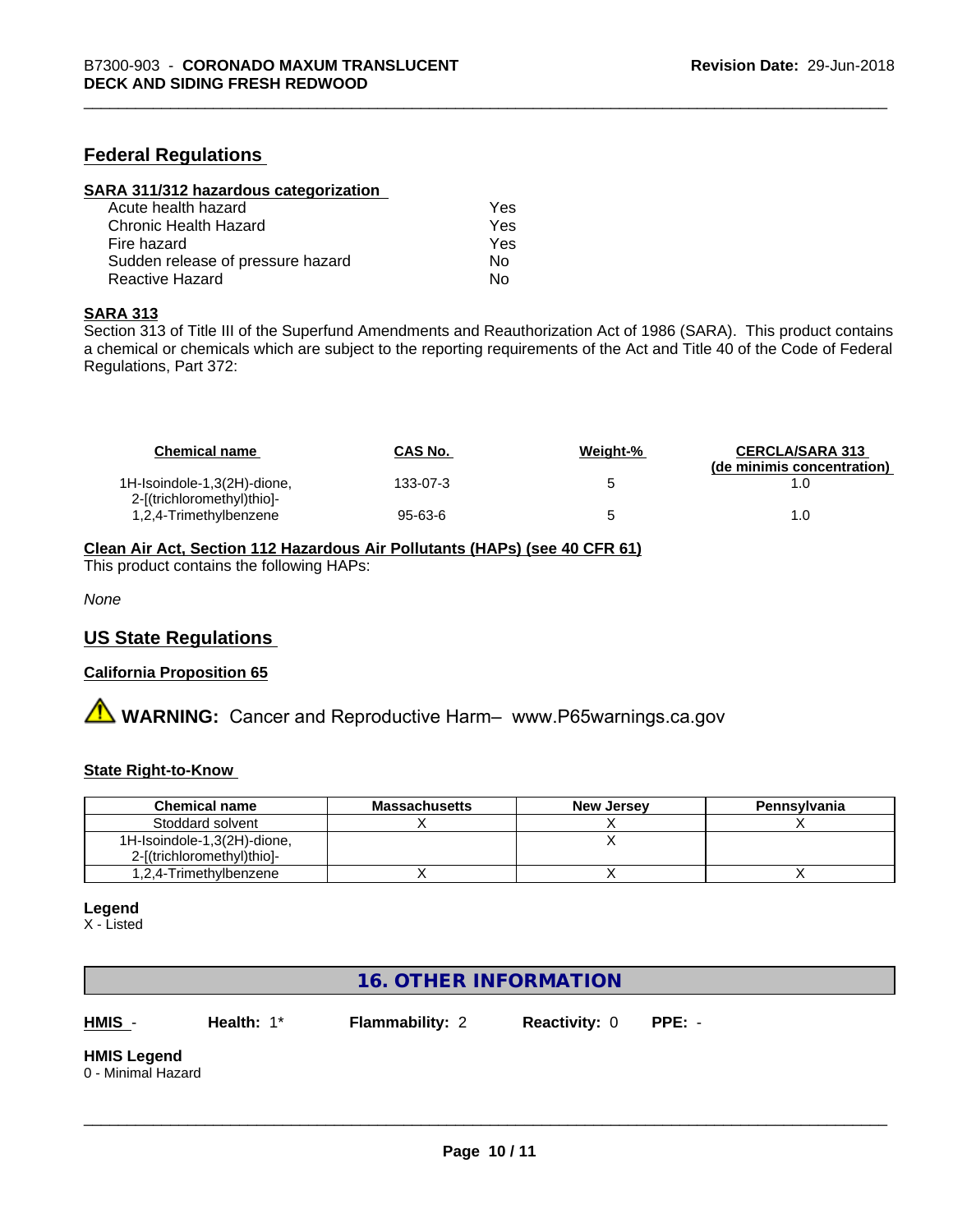## Federal Regulations

### SARA 311/312 hazardous categorization

| | |
|---|---|
| Acute health hazard | Yes |
| Chronic Health Hazard | Yes |
| Fire hazard | Yes |
| Sudden release of pressure hazard | No |
| Reactive Hazard | No |

### SARA 313

Section 313 of Title III of the Superfund Amendments and Reauthorization Act of 1986 (SARA). This product contains a chemical or chemicals which are subject to the reporting requirements of the Act and Title 40 of the Code of Federal Regulations, Part 372:

| Chemical name | CAS No. | Weight-% | CERCLA/SARA 313 (de minimis concentration) |
|---|---|---|---|
| 1H-Isoindole-1,3(2H)-dione, 2-[(trichloromethyl)thio]- | 133-07-3 | 5 | 1.0 |
| 1,2,4-Trimethylbenzene | 95-63-6 | 5 | 1.0 |

### Clean Air Act, Section 112 Hazardous Air Pollutants (HAPs) (see 40 CFR 61)

This product contains the following HAPs:

*None*

## US State Regulations

### California Proposition 65

⚠ **WARNING:** Cancer and Reproductive Harm– www.P65warnings.ca.gov

### State Right-to-Know

| Chemical name | Massachusetts | New Jersey | Pennsylvania |
|---|---|---|---|
| Stoddard solvent | X | X | X |
| 1H-Isoindole-1,3(2H)-dione, 2-[(trichloromethyl)thio]- | | X | |
| 1,2,4-Trimethylbenzene | X | X | X |

**Legend**

X - Listed

## 16. OTHER INFORMATION

**HMIS** - **Health:** 1* **Flammability:** 2 **Reactivity:** 0 **PPE:** -

**HMIS Legend**

0 - Minimal Hazard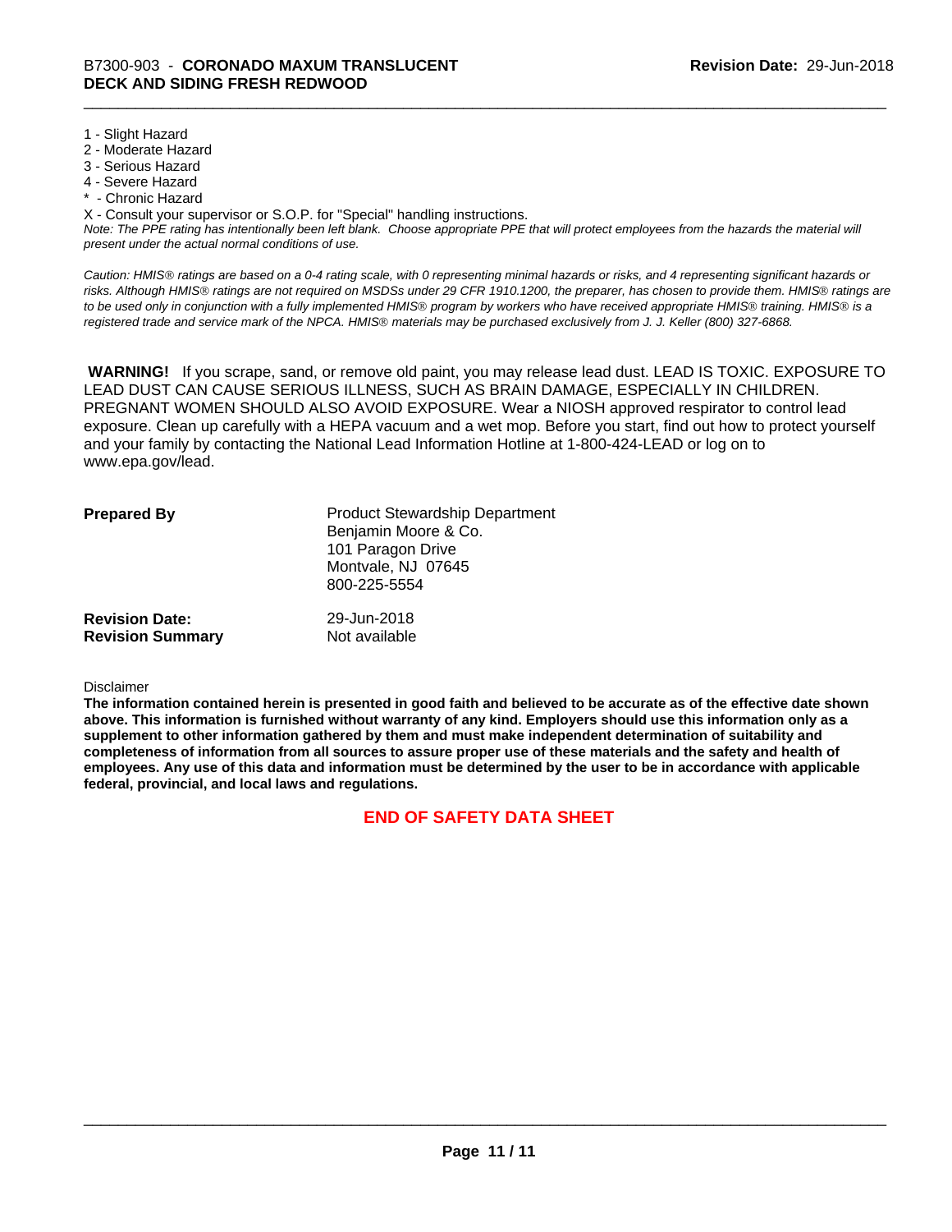1 - Slight Hazard
2 - Moderate Hazard
3 - Serious Hazard
4 - Severe Hazard
* - Chronic Hazard
X - Consult your supervisor or S.O.P. for "Special" handling instructions.

*Note: The PPE rating has intentionally been left blank. Choose appropriate PPE that will protect employees from the hazards the material will present under the actual normal conditions of use.*

*Caution: HMIS® ratings are based on a 0-4 rating scale, with 0 representing minimal hazards or risks, and 4 representing significant hazards or risks. Although HMIS® ratings are not required on MSDSs under 29 CFR 1910.1200, the preparer, has chosen to provide them. HMIS® ratings are to be used only in conjunction with a fully implemented HMIS® program by workers who have received appropriate HMIS® training. HMIS® is a registered trade and service mark of the NPCA. HMIS® materials may be purchased exclusively from J. J. Keller (800) 327-6868.*

**WARNING!** If you scrape, sand, or remove old paint, you may release lead dust. LEAD IS TOXIC. EXPOSURE TO LEAD DUST CAN CAUSE SERIOUS ILLNESS, SUCH AS BRAIN DAMAGE, ESPECIALLY IN CHILDREN. PREGNANT WOMEN SHOULD ALSO AVOID EXPOSURE. Wear a NIOSH approved respirator to control lead exposure. Clean up carefully with a HEPA vacuum and a wet mop. Before you start, find out how to protect yourself and your family by contacting the National Lead Information Hotline at 1-800-424-LEAD or log on to www.epa.gov/lead.

**Prepared By**
Product Stewardship Department
Benjamin Moore & Co.
101 Paragon Drive
Montvale, NJ 07645
800-225-5554

**Revision Date:** 29-Jun-2018
**Revision Summary** Not available

Disclaimer

**The information contained herein is presented in good faith and believed to be accurate as of the effective date shown above. This information is furnished without warranty of any kind. Employers should use this information only as a supplement to other information gathered by them and must make independent determination of suitability and completeness of information from all sources to assure proper use of these materials and the safety and health of employees. Any use of this data and information must be determined by the user to be in accordance with applicable federal, provincial, and local laws and regulations.**

**END OF SAFETY DATA SHEET**